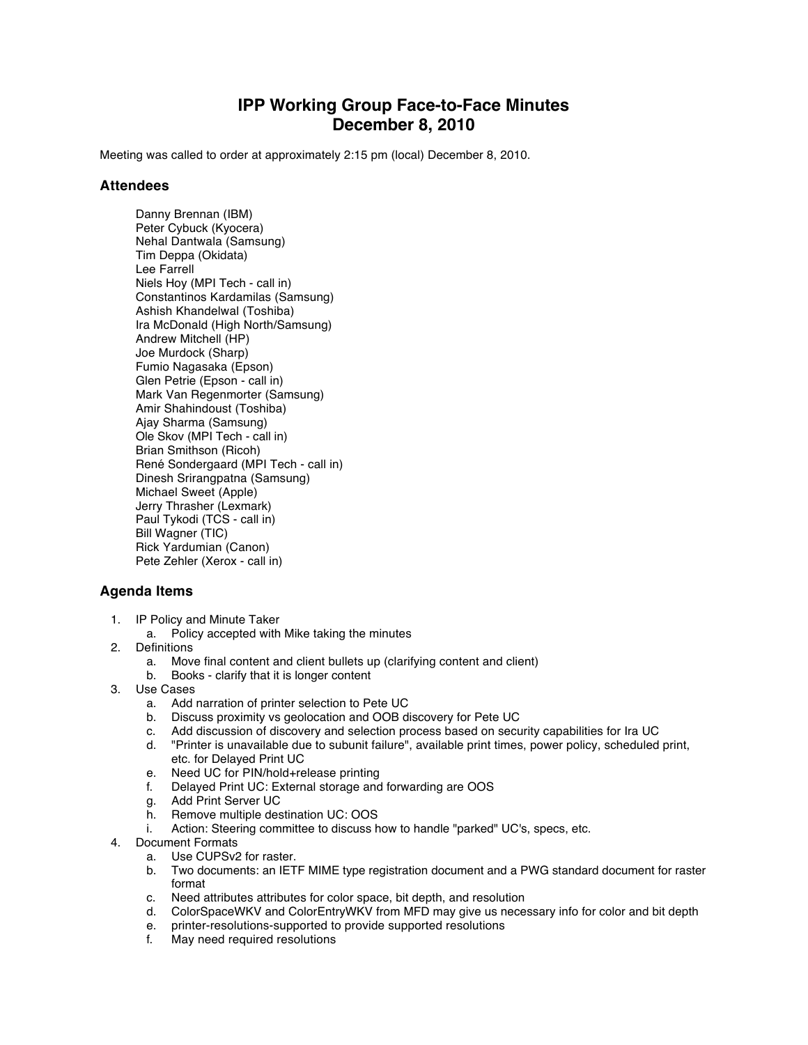# IPP Working Group Face-to-Face Minutes
# December 8, 2010

Meeting was called to order at approximately 2:15 pm (local) December 8, 2010.

## Attendees

Danny Brennan (IBM)
Peter Cybuck (Kyocera)
Nehal Dantwala (Samsung)
Tim Deppa (Okidata)
Lee Farrell
Niels Hoy (MPI Tech - call in)
Constantinos Kardamilas (Samsung)
Ashish Khandelwal (Toshiba)
Ira McDonald (High North/Samsung)
Andrew Mitchell (HP)
Joe Murdock (Sharp)
Fumio Nagasaka (Epson)
Glen Petrie (Epson - call in)
Mark Van Regenmorter (Samsung)
Amir Shahindoust (Toshiba)
Ajay Sharma (Samsung)
Ole Skov (MPI Tech - call in)
Brian Smithson (Ricoh)
René Sondergaard (MPI Tech - call in)
Dinesh Srirangpatna (Samsung)
Michael Sweet (Apple)
Jerry Thrasher (Lexmark)
Paul Tykodi (TCS - call in)
Bill Wagner (TIC)
Rick Yardumian (Canon)
Pete Zehler (Xerox - call in)

## Agenda Items

1. IP Policy and Minute Taker
   a. Policy accepted with Mike taking the minutes
2. Definitions
   a. Move final content and client bullets up (clarifying content and client)
   b. Books - clarify that it is longer content
3. Use Cases
   a. Add narration of printer selection to Pete UC
   b. Discuss proximity vs geolocation and OOB discovery for Pete UC
   c. Add discussion of discovery and selection process based on security capabilities for Ira UC
   d. "Printer is unavailable due to subunit failure", available print times, power policy, scheduled print, etc. for Delayed Print UC
   e. Need UC for PIN/hold+release printing
   f. Delayed Print UC: External storage and forwarding are OOS
   g. Add Print Server UC
   h. Remove multiple destination UC: OOS
   i. Action: Steering committee to discuss how to handle "parked" UC's, specs, etc.
4. Document Formats
   a. Use CUPSv2 for raster.
   b. Two documents: an IETF MIME type registration document and a PWG standard document for raster format
   c. Need attributes attributes for color space, bit depth, and resolution
   d. ColorSpaceWKV and ColorEntryWKV from MFD may give us necessary info for color and bit depth
   e. printer-resolutions-supported to provide supported resolutions
   f. May need required resolutions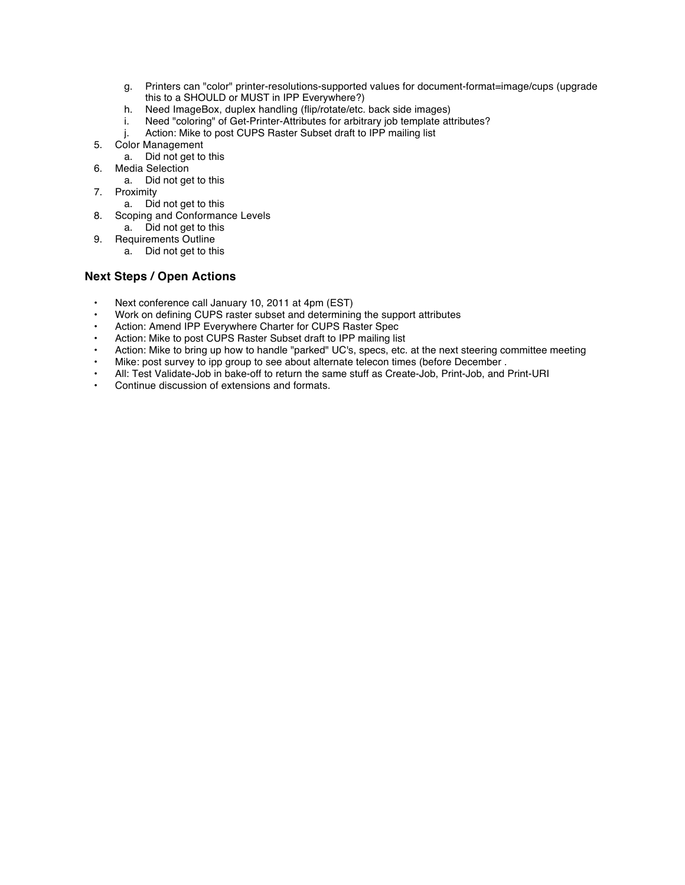g. Printers can "color" printer-resolutions-supported values for document-format=image/cups (upgrade this to a SHOULD or MUST in IPP Everywhere?)
   h. Need ImageBox, duplex handling (flip/rotate/etc. back side images)
   i. Need "coloring" of Get-Printer-Attributes for arbitrary job template attributes?
   j. Action: Mike to post CUPS Raster Subset draft to IPP mailing list

5. Color Management
   a. Did not get to this
6. Media Selection
   a. Did not get to this
7. Proximity
   a. Did not get to this
8. Scoping and Conformance Levels
   a. Did not get to this
9. Requirements Outline
   a. Did not get to this

### Next Steps / Open Actions

- Next conference call January 10, 2011 at 4pm (EST)
- Work on defining CUPS raster subset and determining the support attributes
- Action: Amend IPP Everywhere Charter for CUPS Raster Spec
- Action: Mike to post CUPS Raster Subset draft to IPP mailing list
- Action: Mike to bring up how to handle "parked" UC's, specs, etc. at the next steering committee meeting
- Mike: post survey to ipp group to see about alternate telecon times (before December .
- All: Test Validate-Job in bake-off to return the same stuff as Create-Job, Print-Job, and Print-URI
- Continue discussion of extensions and formats.